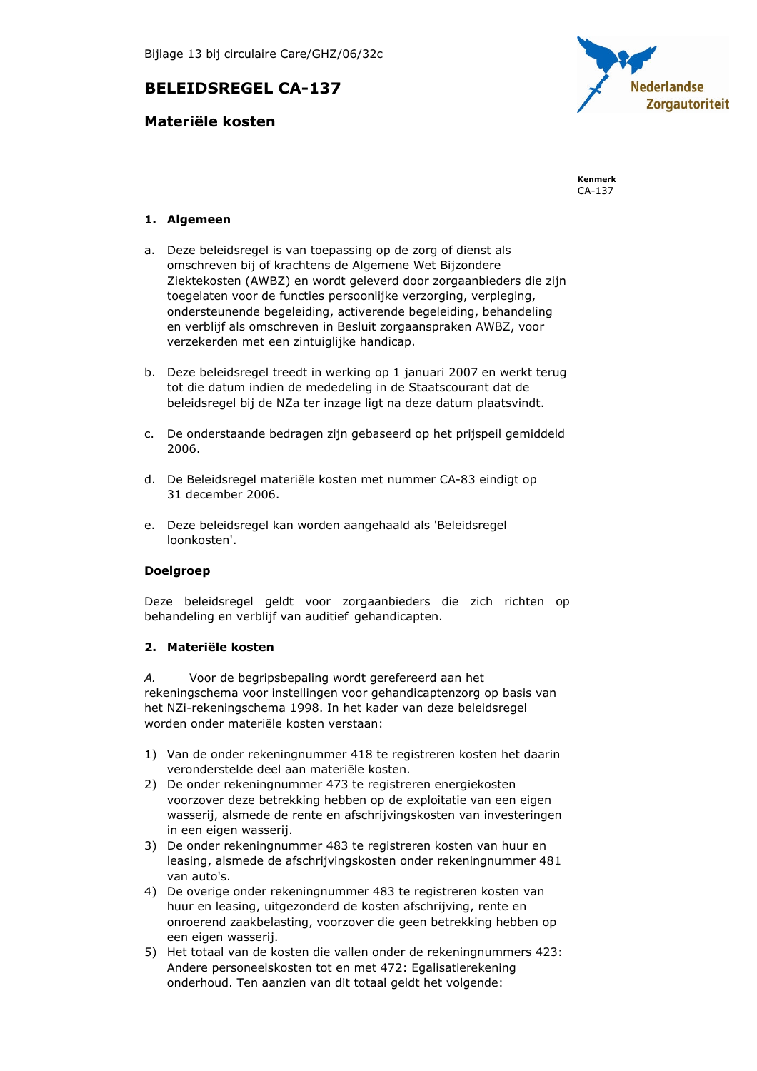Bijlage 13 bij circulaire Care/GHZ/06/32c

# BELEIDSREGEL CA-137

## Materiële kosten

**Kenmerk**
CA-137

### 1. Algemeen

a. Deze beleidsregel is van toepassing op de zorg of dienst als omschreven bij of krachtens de Algemene Wet Bijzondere Ziektekosten (AWBZ) en wordt geleverd door zorgaanbieders die zijn toegelaten voor de functies persoonlijke verzorging, verpleging, ondersteunende begeleiding, activerende begeleiding, behandeling en verblijf als omschreven in Besluit zorgaanspraken AWBZ, voor verzekerden met een zintuiglijke handicap.

b. Deze beleidsregel treedt in werking op 1 januari 2007 en werkt terug tot die datum indien de mededeling in de Staatscourant dat de beleidsregel bij de NZa ter inzage ligt na deze datum plaatsvindt.

c. De onderstaande bedragen zijn gebaseerd op het prijspeil gemiddeld 2006.

d. De Beleidsregel materiële kosten met nummer CA-83 eindigt op 31 december 2006.

e. Deze beleidsregel kan worden aangehaald als 'Beleidsregel loonkosten'.

**Doelgroep**

Deze beleidsregel geldt voor zorgaanbieders die zich richten op behandeling en verblijf van auditief gehandicapten.

### 2. Materiële kosten

*A.* Voor de begripsbepaling wordt gerefereerd aan het rekeningschema voor instellingen voor gehandicaptenzorg op basis van het NZi-rekeningschema 1998. In het kader van deze beleidsregel worden onder materiële kosten verstaan:

1) Van de onder rekeningnummer 418 te registreren kosten het daarin veronderstelde deel aan materiële kosten.
2) De onder rekeningnummer 473 te registreren energiekosten voorzover deze betrekking hebben op de exploitatie van een eigen wasserij, alsmede de rente en afschrijvingskosten van investeringen in een eigen wasserij.
3) De onder rekeningnummer 483 te registreren kosten van huur en leasing, alsmede de afschrijvingskosten onder rekeningnummer 481 van auto's.
4) De overige onder rekeningnummer 483 te registreren kosten van huur en leasing, uitgezonderd de kosten afschrijving, rente en onroerend zaakbelasting, voorzover die geen betrekking hebben op een eigen wasserij.
5) Het totaal van de kosten die vallen onder de rekeningnummers 423: Andere personeelskosten tot en met 472: Egalisatierekening onderhoud. Ten aanzien van dit totaal geldt het volgende: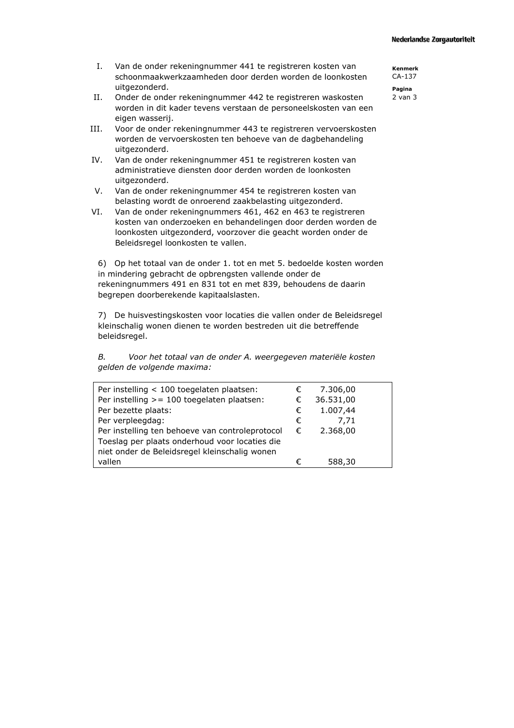I. Van de onder rekeningnummer 441 te registreren kosten van schoonmaakwerkzaamheden door derden worden de loonkosten uitgezonderd.

II. Onder de onder rekeningnummer 442 te registreren waskosten worden in dit kader tevens verstaan de personeelskosten van een eigen wasserij.

III. Voor de onder rekeningnummer 443 te registreren vervoerskosten worden de vervoerskosten ten behoeve van de dagbehandeling uitgezonderd.

IV. Van de onder rekeningnummer 451 te registreren kosten van administratieve diensten door derden worden de loonkosten uitgezonderd.

V. Van de onder rekeningnummer 454 te registreren kosten van belasting wordt de onroerend zaakbelasting uitgezonderd.

VI. Van de onder rekeningnummers 461, 462 en 463 te registreren kosten van onderzoeken en behandelingen door derden worden de loonkosten uitgezonderd, voorzover die geacht worden onder de Beleidsregel loonkosten te vallen.

6) Op het totaal van de onder 1. tot en met 5. bedoelde kosten worden in mindering gebracht de opbrengsten vallende onder de rekeningnummers 491 en 831 tot en met 839, behoudens de daarin begrepen doorberekende kapitaalslasten.

7) De huisvestingskosten voor locaties die vallen onder de Beleidsregel kleinschalig wonen dienen te worden bestreden uit die betreffende beleidsregel.

*B. Voor het totaal van de onder A. weergegeven materiële kosten gelden de volgende maxima:*

| | | |
|---|---|---|
| Per instelling < 100 toegelaten plaatsen: | € | 7.306,00 |
| Per instelling >= 100 toegelaten plaatsen: | € | 36.531,00 |
| Per bezette plaats: | € | 1.007,44 |
| Per verpleegdag: | € | 7,71 |
| Per instelling ten behoeve van controleprotocol | € | 2.368,00 |
| Toeslag per plaats onderhoud voor locaties die niet onder de Beleidsregel kleinschalig wonen vallen | € | 588,30 |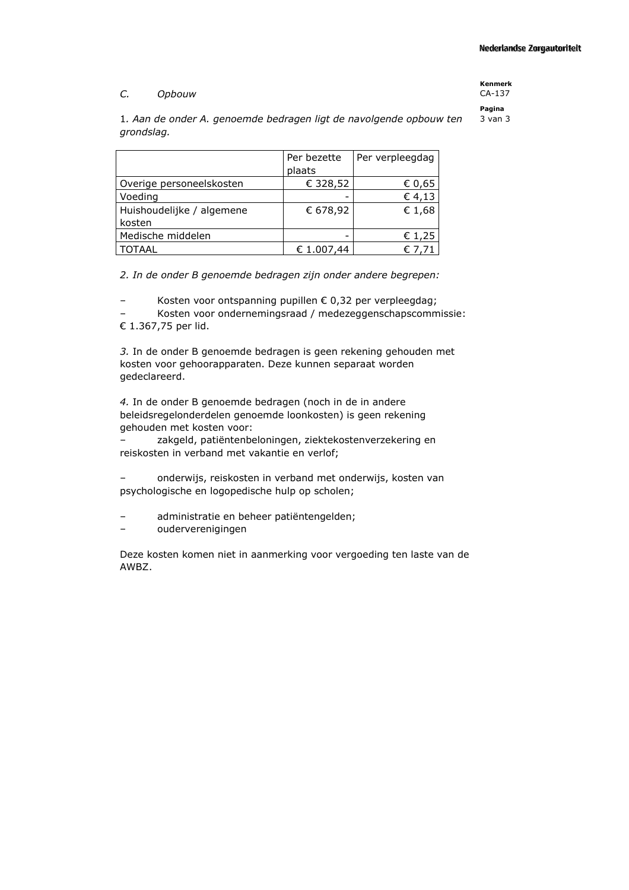*C. Opbouw*

1. *Aan de onder A. genoemde bedragen ligt de navolgende opbouw ten grondslag.*

| | Per bezette plaats | Per verpleegdag |
|---|---|---|
| Overige personeelskosten | € 328,52 | € 0,65 |
| Voeding | - | € 4,13 |
| Huishoudelijke / algemene kosten | € 678,92 | € 1,68 |
| Medische middelen | - | € 1,25 |
| TOTAAL | € 1.007,44 | € 7,71 |

*2. In de onder B genoemde bedragen zijn onder andere begrepen:*

- Kosten voor ontspanning pupillen € 0,32 per verpleegdag;
- Kosten voor ondernemingsraad / medezeggenschapscommissie: € 1.367,75 per lid.

*3.* In de onder B genoemde bedragen is geen rekening gehouden met kosten voor gehoorapparaten. Deze kunnen separaat worden gedeclareerd.

*4.* In de onder B genoemde bedragen (noch in de in andere beleidsregelonderdelen genoemde loonkosten) is geen rekening gehouden met kosten voor:

- zakgeld, patiëntenbeloningen, ziektekostenverzekering en reiskosten in verband met vakantie en verlof;
- onderwijs, reiskosten in verband met onderwijs, kosten van psychologische en logopedische hulp op scholen;
- administratie en beheer patiëntengelden;
- ouderverenigingen

Deze kosten komen niet in aanmerking voor vergoeding ten laste van de AWBZ.